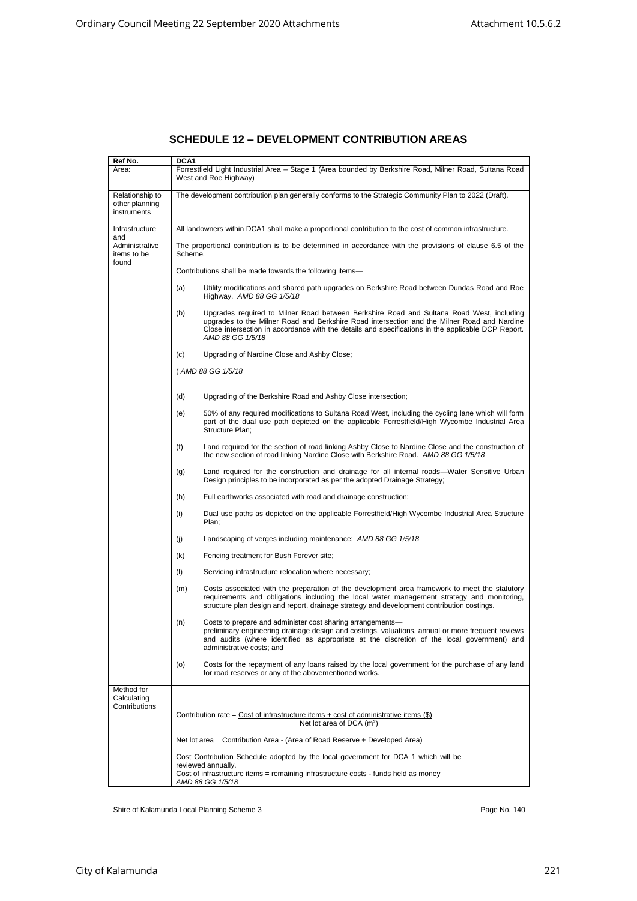## SCHEDULE 12 – DEVELOPMENT CONTRIBUTION AREAS

| Ref No. | DCA1 |
|---|---|
| Area: | Forrestfield Light Industrial Area – Stage 1 (Area bounded by Berkshire Road, Milner Road, Sultana Road West and Roe Highway) |
| Relationship to other planning instruments | The development contribution plan generally conforms to the Strategic Community Plan to 2022 (Draft). |
| Infrastructure and Administrative items to be found | All landowners within DCA1 shall make a proportional contribution to the cost of common infrastructure.<br><br>The proportional contribution is to be determined in accordance with the provisions of clause 6.5 of the Scheme.<br><br>Contributions shall be made towards the following items—<br><br>(a) Utility modifications and shared path upgrades on Berkshire Road between Dundas Road and Roe Highway. *AMD 88 GG 1/5/18*<br><br>(b) Upgrades required to Milner Road between Berkshire Road and Sultana Road West, including upgrades to the Milner Road and Berkshire Road intersection and the Milner Road and Nardine Close intersection in accordance with the details and specifications in the applicable DCP Report. *AMD 88 GG 1/5/18*<br><br>(c) Upgrading of Nardine Close and Ashby Close;<br><br>( *AMD 88 GG 1/5/18*<br><br>(d) Upgrading of the Berkshire Road and Ashby Close intersection;<br><br>(e) 50% of any required modifications to Sultana Road West, including the cycling lane which will form part of the dual use path depicted on the applicable Forrestfield/High Wycombe Industrial Area Structure Plan;<br><br>(f) Land required for the section of road linking Ashby Close to Nardine Close and the construction of the new section of road linking Nardine Close with Berkshire Road. *AMD 88 GG 1/5/18*<br><br>(g) Land required for the construction and drainage for all internal roads—Water Sensitive Urban Design principles to be incorporated as per the adopted Drainage Strategy;<br><br>(h) Full earthworks associated with road and drainage construction;<br><br>(i) Dual use paths as depicted on the applicable Forrestfield/High Wycombe Industrial Area Structure Plan;<br><br>(j) Landscaping of verges including maintenance; *AMD 88 GG 1/5/18*<br><br>(k) Fencing treatment for Bush Forever site;<br><br>(l) Servicing infrastructure relocation where necessary;<br><br>(m) Costs associated with the preparation of the development area framework to meet the statutory requirements and obligations including the local water management strategy and monitoring, structure plan design and report, drainage strategy and development contribution costings.<br><br>(n) Costs to prepare and administer cost sharing arrangements— preliminary engineering drainage design and costings, valuations, annual or more frequent reviews and audits (where identified as appropriate at the discretion of the local government) and administrative costs; and<br><br>(o) Costs for the repayment of any loans raised by the local government for the purchase of any land for road reserves or any of the abovementioned works. |
| Method for Calculating Contributions | Contribution rate = $\frac{\text{Cost of infrastructure items + cost of administrative items (\$)}}{\text{Net lot area of DCA (m}^2\text{)}}$<br><br>Net lot area = Contribution Area - (Area of Road Reserve + Developed Area)<br><br>Cost Contribution Schedule adopted by the local government for DCA 1 which will be reviewed annually.<br>Cost of infrastructure items = remaining infrastructure costs - funds held as money<br>*AMD 88 GG 1/5/18* |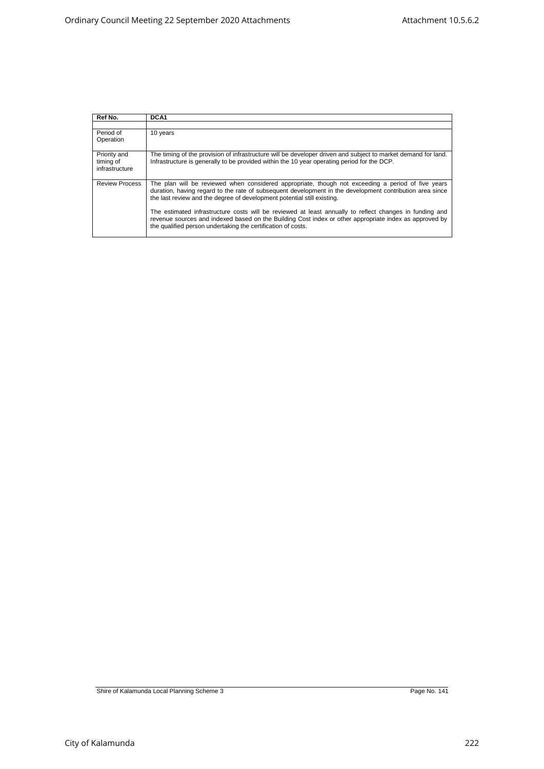| Ref No. | DCA1 |
|---|---|
| | |
| Period of Operation | 10 years |
| Priority and timing of infrastructure | The timing of the provision of infrastructure will be developer driven and subject to market demand for land. Infrastructure is generally to be provided within the 10 year operating period for the DCP. |
| Review Process | The plan will be reviewed when considered appropriate, though not exceeding a period of five years duration, having regard to the rate of subsequent development in the development contribution area since the last review and the degree of development potential still existing.<br><br>The estimated infrastructure costs will be reviewed at least annually to reflect changes in funding and revenue sources and indexed based on the Building Cost index or other appropriate index as approved by the qualified person undertaking the certification of costs. |